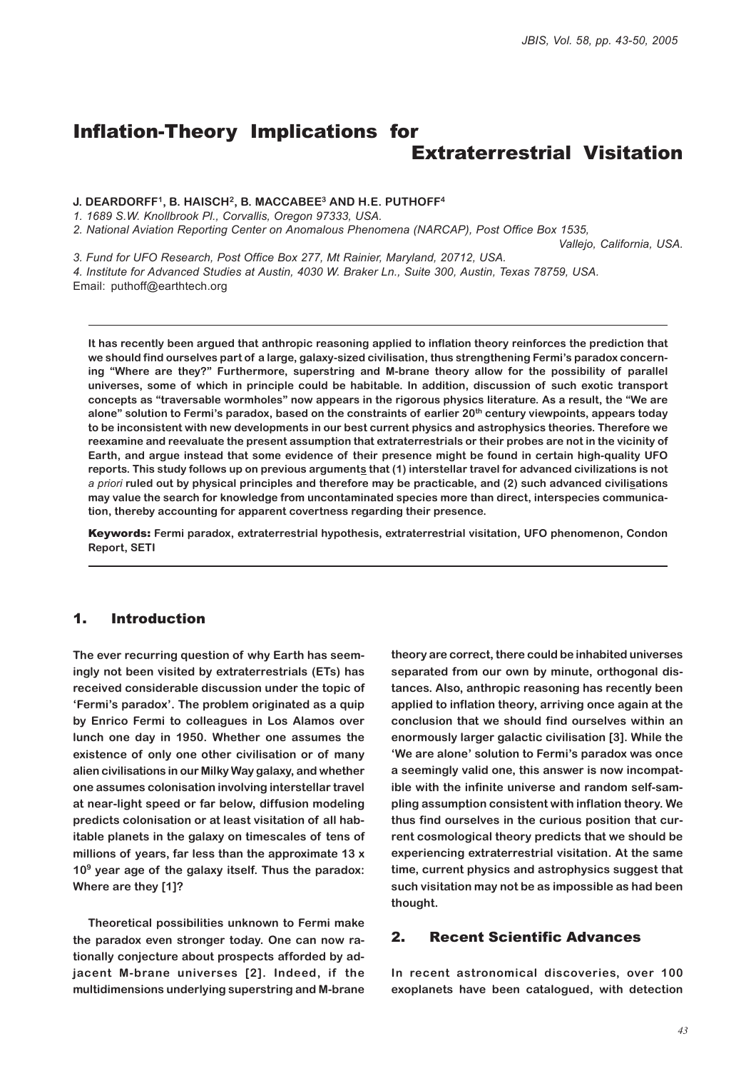# Inflation-Theory Implications for Extraterrestrial Visitation

**J. DEARDORFF[1], B. HAISCH[2], B. MACCABEE[3] AND H.E. PUTHOFF[4]**

*1. 1689 S.W. Knollbrook Pl., Corvallis, Oregon 97333, USA.*

*2. National Aviation Reporting Center on Anomalous Phenomena (NARCAP), Post Office Box 1535, Vallejo, California, USA.*

*3. Fund for UFO Research, Post Office Box 277, Mt Rainier, Maryland, 20712, USA.*

*4. Institute for Advanced Studies at Austin, 4030 W. Braker Ln., Suite 300, Austin, Texas 78759, USA.*

Email: puthoff@earthtech.org

---

**It has recently been argued that anthropic reasoning applied to inflation theory reinforces the prediction that we should find ourselves part of a large, galaxy-sized civilisation, thus strengthening Fermi's paradox concerning "Where are they?" Furthermore, superstring and M-brane theory allow for the possibility of parallel universes, some of which in principle could be habitable. In addition, discussion of such exotic transport concepts as "traversable wormholes" now appears in the rigorous physics literature. As a result, the "We are alone" solution to Fermi's paradox, based on the constraints of earlier 20th century viewpoints, appears today to be inconsistent with new developments in our best current physics and astrophysics theories. Therefore we reexamine and reevaluate the present assumption that extraterrestrials or their probes are not in the vicinity of Earth, and argue instead that some evidence of their presence might be found in certain high-quality UFO reports. This study follows up on previous arguments that (1) interstellar travel for advanced civilizations is not** ***a priori*** **ruled out by physical principles and therefore may be practicable, and (2) such advanced civilisations may value the search for knowledge from uncontaminated species more than direct, interspecies communication, thereby accounting for apparent covertness regarding their presence.**

**Keywords:** **Fermi paradox, extraterrestrial hypothesis, extraterrestrial visitation, UFO phenomenon, Condon Report, SETI**

---

## 1. Introduction

The ever recurring question of why Earth has seemingly not been visited by extraterrestrials (ETs) has received considerable discussion under the topic of 'Fermi's paradox'. The problem originated as a quip by Enrico Fermi to colleagues in Los Alamos over lunch one day in 1950. Whether one assumes the existence of only one other civilisation or of many alien civilisations in our Milky Way galaxy, and whether one assumes colonisation involving interstellar travel at near-light speed or far below, diffusion modeling predicts colonisation or at least visitation of all habitable planets in the galaxy on timescales of tens of millions of years, far less than the approximate $13 \times 10^9$ year age of the galaxy itself. Thus the paradox: Where are they [1]?

Theoretical possibilities unknown to Fermi make the paradox even stronger today. One can now rationally conjecture about prospects afforded by adjacent M-brane universes [2]. Indeed, if the multidimensions underlying superstring and M-brane theory are correct, there could be inhabited universes separated from our own by minute, orthogonal distances. Also, anthropic reasoning has recently been applied to inflation theory, arriving once again at the conclusion that we should find ourselves within an enormously larger galactic civilisation [3]. While the 'We are alone' solution to Fermi's paradox was once a seemingly valid one, this answer is now incompatible with the infinite universe and random self-sampling assumption consistent with inflation theory. We thus find ourselves in the curious position that current cosmological theory predicts that we should be experiencing extraterrestrial visitation. At the same time, current physics and astrophysics suggest that such visitation may not be as impossible as had been thought.

## 2. Recent Scientific Advances

In recent astronomical discoveries, over 100 exoplanets have been catalogued, with detection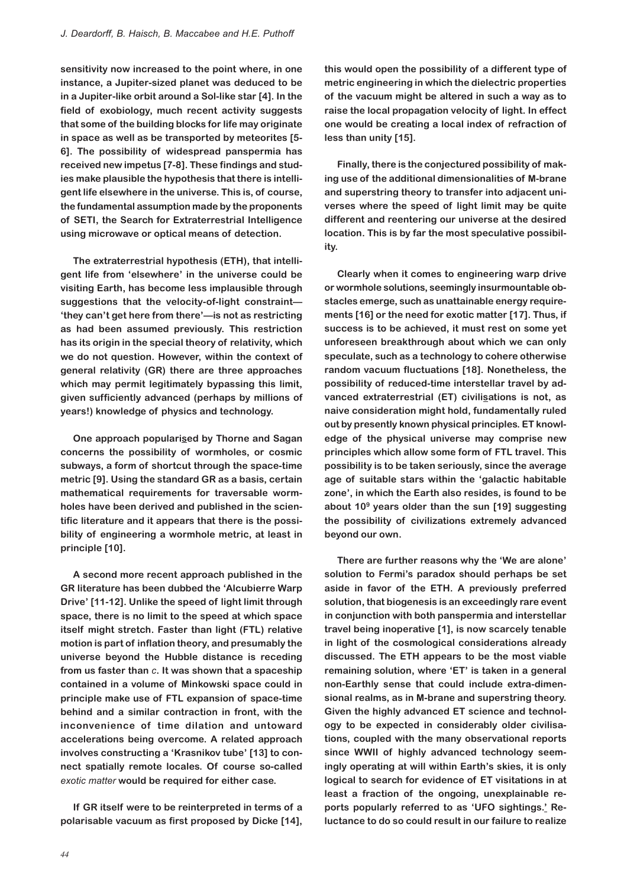**sensitivity now increased to the point where, in one instance, a Jupiter-sized planet was deduced to be in a Jupiter-like orbit around a Sol-like star [4]. In the field of exobiology, much recent activity suggests that some of the building blocks for life may originate in space as well as be transported by meteorites [5-6]. The possibility of widespread panspermia has received new impetus [7-8]. These findings and studies make plausible the hypothesis that there is intelligent life elsewhere in the universe. This is, of course, the fundamental assumption made by the proponents of SETI, the Search for Extraterrestrial Intelligence using microwave or optical means of detection.**

**The extraterrestrial hypothesis (ETH), that intelligent life from 'elsewhere' in the universe could be visiting Earth, has become less implausible through suggestions that the velocity-of-light constraint—'they can't get here from there'—is not as restricting as had been assumed previously. This restriction has its origin in the special theory of relativity, which we do not question. However, within the context of general relativity (GR) there are three approaches which may permit legitimately bypassing this limit, given sufficiently advanced (perhaps by millions of years!) knowledge of physics and technology.**

**One approach popularised by Thorne and Sagan concerns the possibility of wormholes, or cosmic subways, a form of shortcut through the space-time metric [9]. Using the standard GR as a basis, certain mathematical requirements for traversable wormholes have been derived and published in the scientific literature and it appears that there is the possibility of engineering a wormhole metric, at least in principle [10].**

**A second more recent approach published in the GR literature has been dubbed the 'Alcubierre Warp Drive' [11-12]. Unlike the speed of light limit through space, there is no limit to the speed at which space itself might stretch. Faster than light (FTL) relative motion is part of inflation theory, and presumably the universe beyond the Hubble distance is receding from us faster than *c*. It was shown that a spaceship contained in a volume of Minkowski space could in principle make use of FTL expansion of space-time behind and a similar contraction in front, with the inconvenience of time dilation and untoward accelerations being overcome. A related approach involves constructing a 'Krasnikov tube' [13] to connect spatially remote locales. Of course so-called *exotic matter* would be required for either case.**

**If GR itself were to be reinterpreted in terms of a polarisable vacuum as first proposed by Dicke [14], this would open the possibility of a different type of metric engineering in which the dielectric properties of the vacuum might be altered in such a way as to raise the local propagation velocity of light. In effect one would be creating a local index of refraction of less than unity [15].**

**Finally, there is the conjectured possibility of making use of the additional dimensionalities of M-brane and superstring theory to transfer into adjacent universes where the speed of light limit may be quite different and reentering our universe at the desired location. This is by far the most speculative possibility.**

**Clearly when it comes to engineering warp drive or wormhole solutions, seemingly insurmountable obstacles emerge, such as unattainable energy requirements [16] or the need for exotic matter [17]. Thus, if success is to be achieved, it must rest on some yet unforeseen breakthrough about which we can only speculate, such as a technology to cohere otherwise random vacuum fluctuations [18]. Nonetheless, the possibility of reduced-time interstellar travel by advanced extraterrestrial (ET) civilisations is not, as naive consideration might hold, fundamentally ruled out by presently known physical principles. ET knowledge of the physical universe may comprise new principles which allow some form of FTL travel. This possibility is to be taken seriously, since the average age of suitable stars within the 'galactic habitable zone', in which the Earth also resides, is found to be about $10^9$ years older than the sun [19] suggesting the possibility of civilizations extremely advanced beyond our own.**

**There are further reasons why the 'We are alone' solution to Fermi's paradox should perhaps be set aside in favor of the ETH. A previously preferred solution, that biogenesis is an exceedingly rare event in conjunction with both panspermia and interstellar travel being inoperative [1], is now scarcely tenable in light of the cosmological considerations already discussed. The ETH appears to be the most viable remaining solution, where 'ET' is taken in a general non-Earthly sense that could include extra-dimensional realms, as in M-brane and superstring theory. Given the highly advanced ET science and technology to be expected in considerably older civilisations, coupled with the many observational reports since WWII of highly advanced technology seemingly operating at will within Earth's skies, it is only logical to search for evidence of ET visitations in at least a fraction of the ongoing, unexplainable reports popularly referred to as 'UFO sightings.' Reluctance to do so could result in our failure to realize**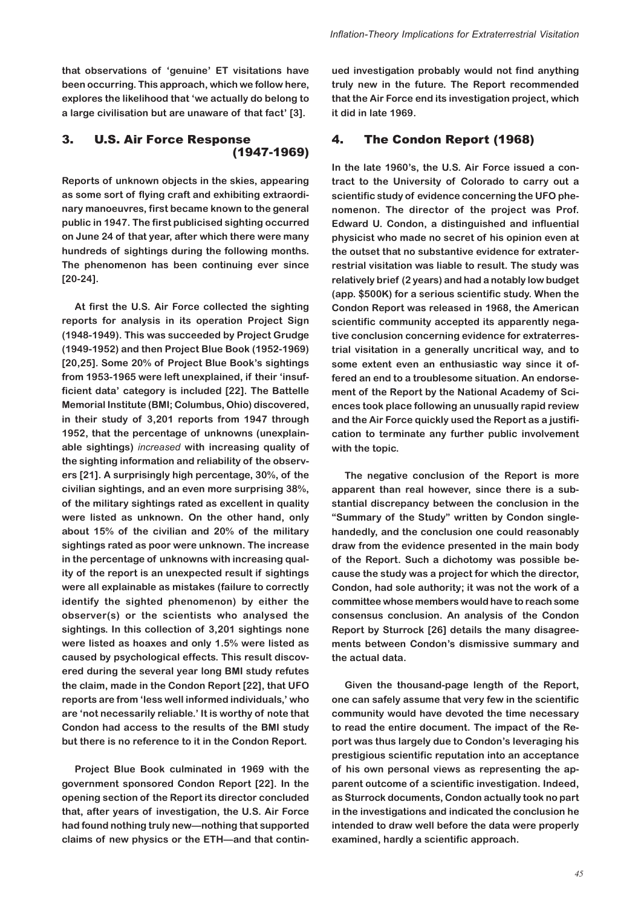that observations of 'genuine' ET visitations have been occurring. This approach, which we follow here, explores the likelihood that 'we actually do belong to a large civilisation but are unaware of that fact' [3].

## 3. U.S. Air Force Response (1947-1969)

Reports of unknown objects in the skies, appearing as some sort of flying craft and exhibiting extraordinary manoeuvres, first became known to the general public in 1947. The first publicised sighting occurred on June 24 of that year, after which there were many hundreds of sightings during the following months. The phenomenon has been continuing ever since [20-24].

At first the U.S. Air Force collected the sighting reports for analysis in its operation Project Sign (1948-1949). This was succeeded by Project Grudge (1949-1952) and then Project Blue Book (1952-1969) [20,25]. Some 20% of Project Blue Book's sightings from 1953-1965 were left unexplained, if their 'insufficient data' category is included [22]. The Battelle Memorial Institute (BMI; Columbus, Ohio) discovered, in their study of 3,201 reports from 1947 through 1952, that the percentage of unknowns (unexplainable sightings) *increased* with increasing quality of the sighting information and reliability of the observers [21]. A surprisingly high percentage, 30%, of the civilian sightings, and an even more surprising 38%, of the military sightings rated as excellent in quality were listed as unknown. On the other hand, only about 15% of the civilian and 20% of the military sightings rated as poor were unknown. The increase in the percentage of unknowns with increasing quality of the report is an unexpected result if sightings were all explainable as mistakes (failure to correctly identify the sighted phenomenon) by either the observer(s) or the scientists who analysed the sightings. In this collection of 3,201 sightings none were listed as hoaxes and only 1.5% were listed as caused by psychological effects. This result discovered during the several year long BMI study refutes the claim, made in the Condon Report [22], that UFO reports are from 'less well informed individuals,' who are 'not necessarily reliable.' It is worthy of note that Condon had access to the results of the BMI study but there is no reference to it in the Condon Report.

Project Blue Book culminated in 1969 with the government sponsored Condon Report [22]. In the opening section of the Report its director concluded that, after years of investigation, the U.S. Air Force had found nothing truly new—nothing that supported claims of new physics or the ETH—and that continued investigation probably would not find anything truly new in the future. The Report recommended that the Air Force end its investigation project, which it did in late 1969.

## 4. The Condon Report (1968)

In the late 1960's, the U.S. Air Force issued a contract to the University of Colorado to carry out a scientific study of evidence concerning the UFO phenomenon. The director of the project was Prof. Edward U. Condon, a distinguished and influential physicist who made no secret of his opinion even at the outset that no substantive evidence for extraterrestrial visitation was liable to result. The study was relatively brief (2 years) and had a notably low budget (app. $500K) for a serious scientific study. When the Condon Report was released in 1968, the American scientific community accepted its apparently negative conclusion concerning evidence for extraterrestrial visitation in a generally uncritical way, and to some extent even an enthusiastic way since it offered an end to a troublesome situation. An endorsement of the Report by the National Academy of Sciences took place following an unusually rapid review and the Air Force quickly used the Report as a justification to terminate any further public involvement with the topic.

The negative conclusion of the Report is more apparent than real however, since there is a substantial discrepancy between the conclusion in the "Summary of the Study" written by Condon singlehandedly, and the conclusion one could reasonably draw from the evidence presented in the main body of the Report. Such a dichotomy was possible because the study was a project for which the director, Condon, had sole authority; it was not the work of a committee whose members would have to reach some consensus conclusion. An analysis of the Condon Report by Sturrock [26] details the many disagreements between Condon's dismissive summary and the actual data.

Given the thousand-page length of the Report, one can safely assume that very few in the scientific community would have devoted the time necessary to read the entire document. The impact of the Report was thus largely due to Condon's leveraging his prestigious scientific reputation into an acceptance of his own personal views as representing the apparent outcome of a scientific investigation. Indeed, as Sturrock documents, Condon actually took no part in the investigations and indicated the conclusion he intended to draw well before the data were properly examined, hardly a scientific approach.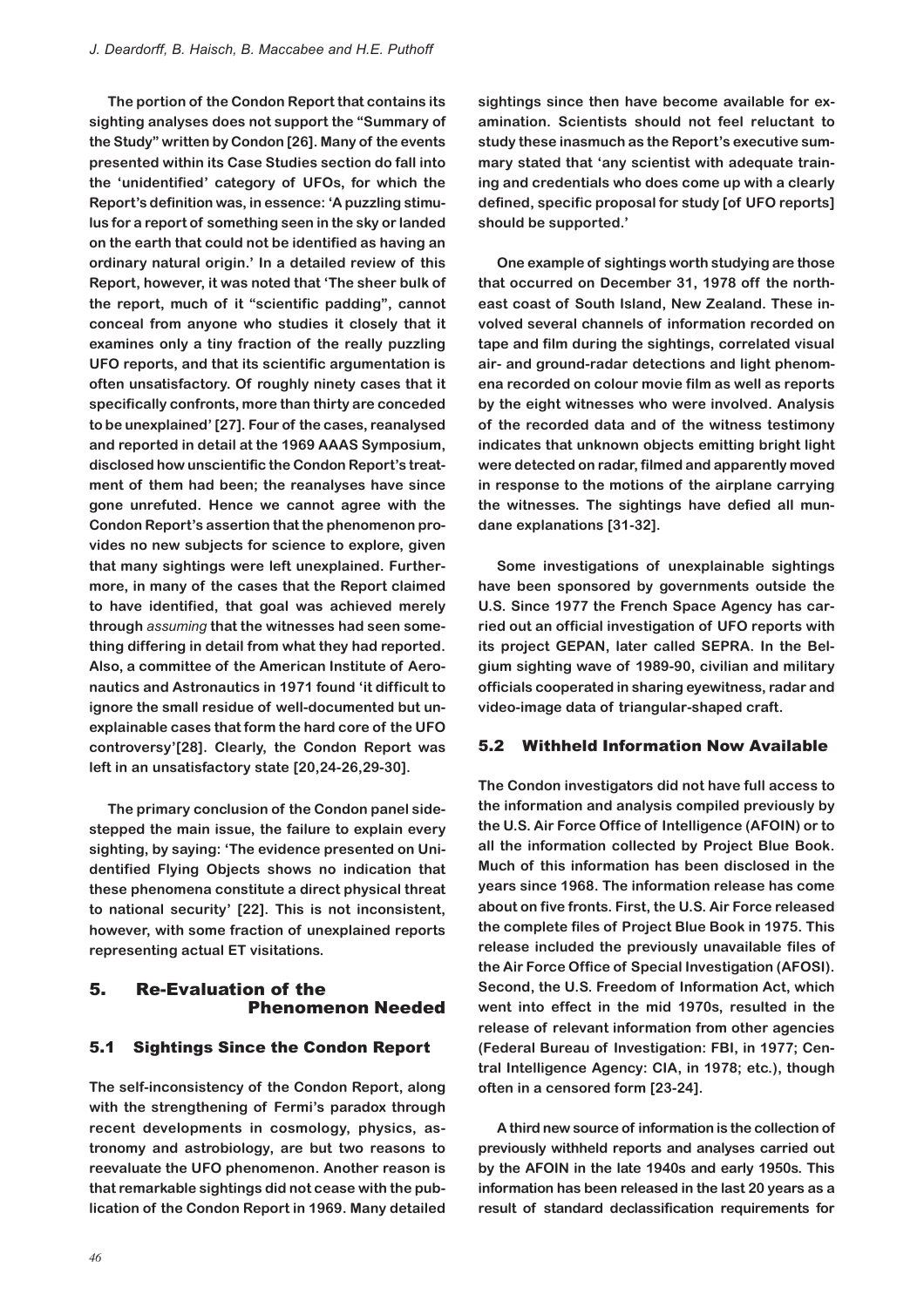The portion of the Condon Report that contains its sighting analyses does not support the "Summary of the Study" written by Condon [26]. Many of the events presented within its Case Studies section do fall into the 'unidentified' category of UFOs, for which the Report's definition was, in essence: 'A puzzling stimulus for a report of something seen in the sky or landed on the earth that could not be identified as having an ordinary natural origin.' In a detailed review of this Report, however, it was noted that 'The sheer bulk of the report, much of it "scientific padding", cannot conceal from anyone who studies it closely that it examines only a tiny fraction of the really puzzling UFO reports, and that its scientific argumentation is often unsatisfactory. Of roughly ninety cases that it specifically confronts, more than thirty are conceded to be unexplained' [27]. Four of the cases, reanalysed and reported in detail at the 1969 AAAS Symposium, disclosed how unscientific the Condon Report's treatment of them had been; the reanalyses have since gone unrefuted. Hence we cannot agree with the Condon Report's assertion that the phenomenon provides no new subjects for science to explore, given that many sightings were left unexplained. Furthermore, in many of the cases that the Report claimed to have identified, that goal was achieved merely through *assuming* that the witnesses had seen something differing in detail from what they had reported. Also, a committee of the American Institute of Aeronautics and Astronautics in 1971 found 'it difficult to ignore the small residue of well-documented but unexplainable cases that form the hard core of the UFO controversy'[28]. Clearly, the Condon Report was left in an unsatisfactory state [20,24-26,29-30].

The primary conclusion of the Condon panel sidestepped the main issue, the failure to explain every sighting, by saying: 'The evidence presented on Unidentified Flying Objects shows no indication that these phenomena constitute a direct physical threat to national security' [22]. This is not inconsistent, however, with some fraction of unexplained reports representing actual ET visitations.

## 5. Re-Evaluation of the Phenomenon Needed

### 5.1 Sightings Since the Condon Report

The self-inconsistency of the Condon Report, along with the strengthening of Fermi's paradox through recent developments in cosmology, physics, astronomy and astrobiology, are but two reasons to reevaluate the UFO phenomenon. Another reason is that remarkable sightings did not cease with the publication of the Condon Report in 1969. Many detailed sightings since then have become available for examination. Scientists should not feel reluctant to study these inasmuch as the Report's executive summary stated that 'any scientist with adequate training and credentials who does come up with a clearly defined, specific proposal for study [of UFO reports] should be supported.'

One example of sightings worth studying are those that occurred on December 31, 1978 off the northeast coast of South Island, New Zealand. These involved several channels of information recorded on tape and film during the sightings, correlated visual air- and ground-radar detections and light phenomena recorded on colour movie film as well as reports by the eight witnesses who were involved. Analysis of the recorded data and of the witness testimony indicates that unknown objects emitting bright light were detected on radar, filmed and apparently moved in response to the motions of the airplane carrying the witnesses. The sightings have defied all mundane explanations [31-32].

Some investigations of unexplainable sightings have been sponsored by governments outside the U.S. Since 1977 the French Space Agency has carried out an official investigation of UFO reports with its project GEPAN, later called SEPRA. In the Belgium sighting wave of 1989-90, civilian and military officials cooperated in sharing eyewitness, radar and video-image data of triangular-shaped craft.

### 5.2 Withheld Information Now Available

The Condon investigators did not have full access to the information and analysis compiled previously by the U.S. Air Force Office of Intelligence (AFOIN) or to all the information collected by Project Blue Book. Much of this information has been disclosed in the years since 1968. The information release has come about on five fronts. First, the U.S. Air Force released the complete files of Project Blue Book in 1975. This release included the previously unavailable files of the Air Force Office of Special Investigation (AFOSI). Second, the U.S. Freedom of Information Act, which went into effect in the mid 1970s, resulted in the release of relevant information from other agencies (Federal Bureau of Investigation: FBI, in 1977; Central Intelligence Agency: CIA, in 1978; etc.), though often in a censored form [23-24].

A third new source of information is the collection of previously withheld reports and analyses carried out by the AFOIN in the late 1940s and early 1950s. This information has been released in the last 20 years as a result of standard declassification requirements for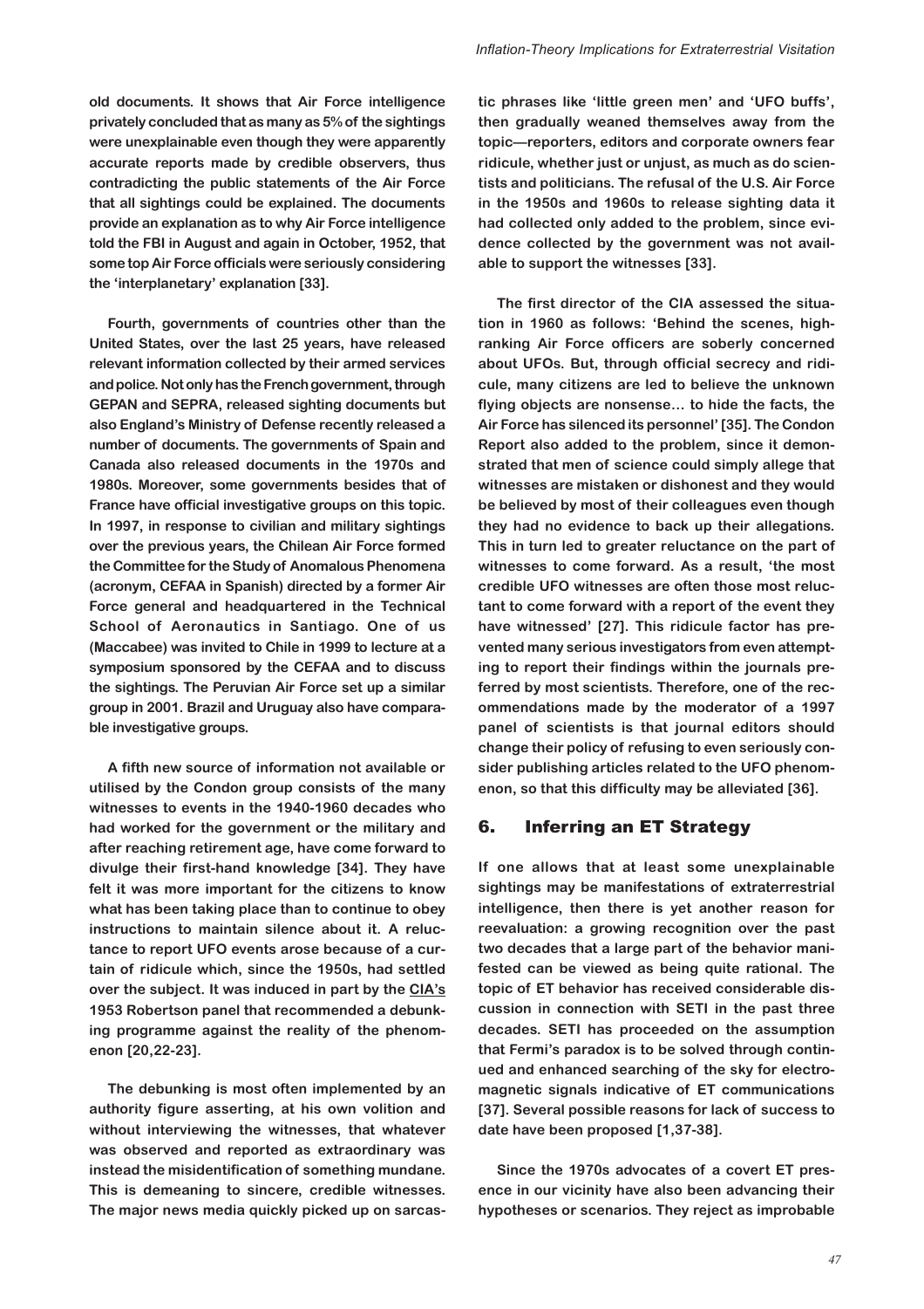old documents. It shows that Air Force intelligence privately concluded that as many as 5% of the sightings were unexplainable even though they were apparently accurate reports made by credible observers, thus contradicting the public statements of the Air Force that all sightings could be explained. The documents provide an explanation as to why Air Force intelligence told the FBI in August and again in October, 1952, that some top Air Force officials were seriously considering the 'interplanetary' explanation [33].

Fourth, governments of countries other than the United States, over the last 25 years, have released relevant information collected by their armed services and police. Not only has the French government, through GEPAN and SEPRA, released sighting documents but also England's Ministry of Defense recently released a number of documents. The governments of Spain and Canada also released documents in the 1970s and 1980s. Moreover, some governments besides that of France have official investigative groups on this topic. In 1997, in response to civilian and military sightings over the previous years, the Chilean Air Force formed the Committee for the Study of Anomalous Phenomena (acronym, CEFAA in Spanish) directed by a former Air Force general and headquartered in the Technical School of Aeronautics in Santiago. One of us (Maccabee) was invited to Chile in 1999 to lecture at a symposium sponsored by the CEFAA and to discuss the sightings. The Peruvian Air Force set up a similar group in 2001. Brazil and Uruguay also have comparable investigative groups.

A fifth new source of information not available or utilised by the Condon group consists of the many witnesses to events in the 1940-1960 decades who had worked for the government or the military and after reaching retirement age, have come forward to divulge their first-hand knowledge [34]. They have felt it was more important for the citizens to know what has been taking place than to continue to obey instructions to maintain silence about it. A reluctance to report UFO events arose because of a curtain of ridicule which, since the 1950s, had settled over the subject. It was induced in part by the CIA's 1953 Robertson panel that recommended a debunking programme against the reality of the phenomenon [20,22-23].

The debunking is most often implemented by an authority figure asserting, at his own volition and without interviewing the witnesses, that whatever was observed and reported as extraordinary was instead the misidentification of something mundane. This is demeaning to sincere, credible witnesses. The major news media quickly picked up on sarcastic phrases like 'little green men' and 'UFO buffs', then gradually weaned themselves away from the topic—reporters, editors and corporate owners fear ridicule, whether just or unjust, as much as do scientists and politicians. The refusal of the U.S. Air Force in the 1950s and 1960s to release sighting data it had collected only added to the problem, since evidence collected by the government was not available to support the witnesses [33].

The first director of the CIA assessed the situation in 1960 as follows: 'Behind the scenes, high-ranking Air Force officers are soberly concerned about UFOs. But, through official secrecy and ridicule, many citizens are led to believe the unknown flying objects are nonsense… to hide the facts, the Air Force has silenced its personnel' [35]. The Condon Report also added to the problem, since it demonstrated that men of science could simply allege that witnesses are mistaken or dishonest and they would be believed by most of their colleagues even though they had no evidence to back up their allegations. This in turn led to greater reluctance on the part of witnesses to come forward. As a result, 'the most credible UFO witnesses are often those most reluctant to come forward with a report of the event they have witnessed' [27]. This ridicule factor has prevented many serious investigators from even attempting to report their findings within the journals preferred by most scientists. Therefore, one of the recommendations made by the moderator of a 1997 panel of scientists is that journal editors should change their policy of refusing to even seriously consider publishing articles related to the UFO phenomenon, so that this difficulty may be alleviated [36].

## 6. Inferring an ET Strategy

If one allows that at least some unexplainable sightings may be manifestations of extraterrestrial intelligence, then there is yet another reason for reevaluation: a growing recognition over the past two decades that a large part of the behavior manifested can be viewed as being quite rational. The topic of ET behavior has received considerable discussion in connection with SETI in the past three decades. SETI has proceeded on the assumption that Fermi's paradox is to be solved through continued and enhanced searching of the sky for electromagnetic signals indicative of ET communications [37]. Several possible reasons for lack of success to date have been proposed [1,37-38].

Since the 1970s advocates of a covert ET presence in our vicinity have also been advancing their hypotheses or scenarios. They reject as improbable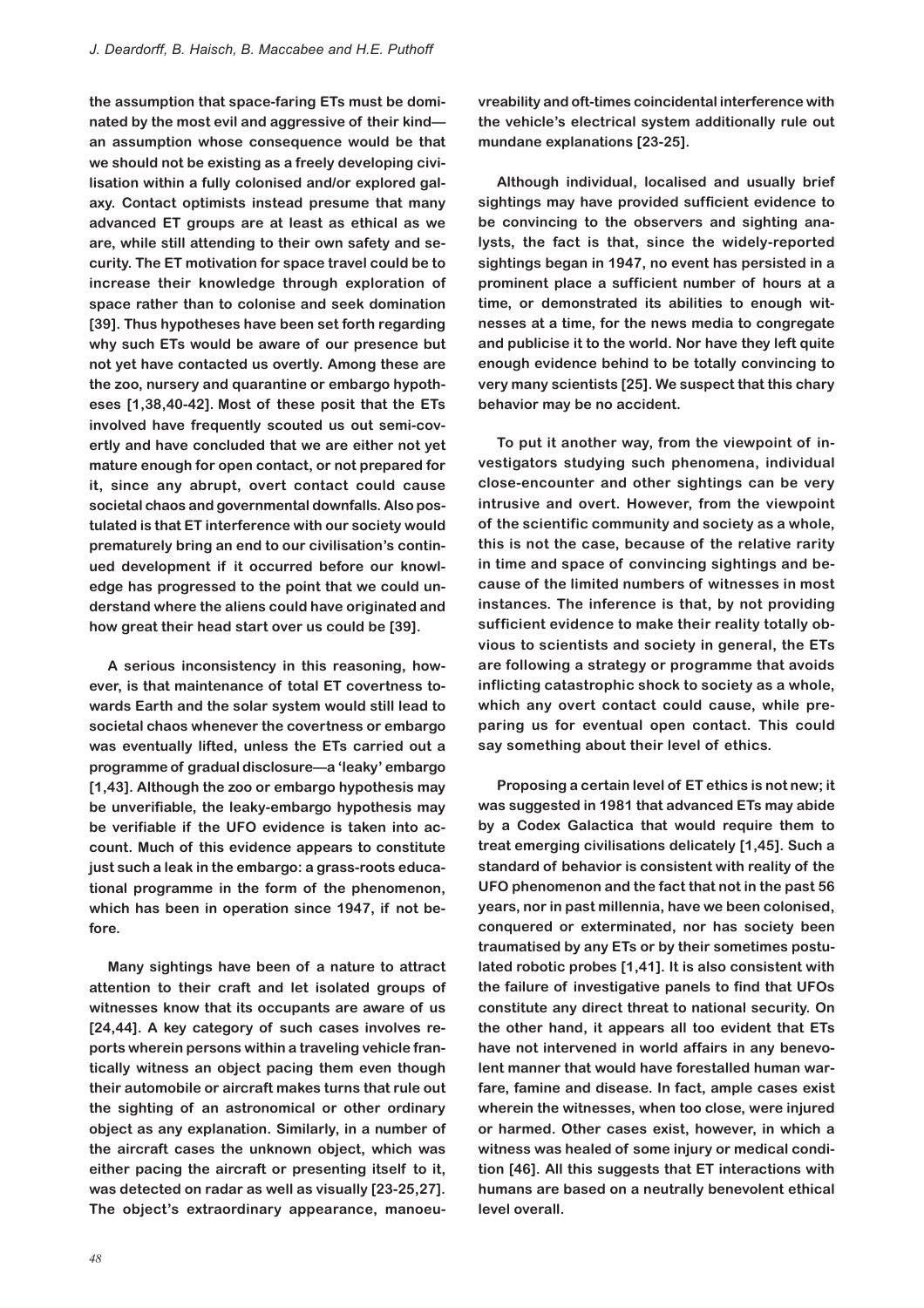the assumption that space-faring ETs must be dominated by the most evil and aggressive of their kind—an assumption whose consequence would be that we should not be existing as a freely developing civilisation within a fully colonised and/or explored galaxy. Contact optimists instead presume that many advanced ET groups are at least as ethical as we are, while still attending to their own safety and security. The ET motivation for space travel could be to increase their knowledge through exploration of space rather than to colonise and seek domination [39]. Thus hypotheses have been set forth regarding why such ETs would be aware of our presence but not yet have contacted us overtly. Among these are the zoo, nursery and quarantine or embargo hypotheses [1,38,40-42]. Most of these posit that the ETs involved have frequently scouted us out semi-covertly and have concluded that we are either not yet mature enough for open contact, or not prepared for it, since any abrupt, overt contact could cause societal chaos and governmental downfalls. Also postulated is that ET interference with our society would prematurely bring an end to our civilisation's continued development if it occurred before our knowledge has progressed to the point that we could understand where the aliens could have originated and how great their head start over us could be [39].

A serious inconsistency in this reasoning, however, is that maintenance of total ET covertness towards Earth and the solar system would still lead to societal chaos whenever the covertness or embargo was eventually lifted, unless the ETs carried out a programme of gradual disclosure—a 'leaky' embargo [1,43]. Although the zoo or embargo hypothesis may be unverifiable, the leaky-embargo hypothesis may be verifiable if the UFO evidence is taken into account. Much of this evidence appears to constitute just such a leak in the embargo: a grass-roots educational programme in the form of the phenomenon, which has been in operation since 1947, if not before.

Many sightings have been of a nature to attract attention to their craft and let isolated groups of witnesses know that its occupants are aware of us [24,44]. A key category of such cases involves reports wherein persons within a traveling vehicle frantically witness an object pacing them even though their automobile or aircraft makes turns that rule out the sighting of an astronomical or other ordinary object as any explanation. Similarly, in a number of the aircraft cases the unknown object, which was either pacing the aircraft or presenting itself to it, was detected on radar as well as visually [23-25,27]. The object's extraordinary appearance, manoeuvreability and oft-times coincidental interference with the vehicle's electrical system additionally rule out mundane explanations [23-25].

Although individual, localised and usually brief sightings may have provided sufficient evidence to be convincing to the observers and sighting analysts, the fact is that, since the widely-reported sightings began in 1947, no event has persisted in a prominent place a sufficient number of hours at a time, or demonstrated its abilities to enough witnesses at a time, for the news media to congregate and publicise it to the world. Nor have they left quite enough evidence behind to be totally convincing to very many scientists [25]. We suspect that this chary behavior may be no accident.

To put it another way, from the viewpoint of investigators studying such phenomena, individual close-encounter and other sightings can be very intrusive and overt. However, from the viewpoint of the scientific community and society as a whole, this is not the case, because of the relative rarity in time and space of convincing sightings and because of the limited numbers of witnesses in most instances. The inference is that, by not providing sufficient evidence to make their reality totally obvious to scientists and society in general, the ETs are following a strategy or programme that avoids inflicting catastrophic shock to society as a whole, which any overt contact could cause, while preparing us for eventual open contact. This could say something about their level of ethics.

Proposing a certain level of ET ethics is not new; it was suggested in 1981 that advanced ETs may abide by a Codex Galactica that would require them to treat emerging civilisations delicately [1,45]. Such a standard of behavior is consistent with reality of the UFO phenomenon and the fact that not in the past 56 years, nor in past millennia, have we been colonised, conquered or exterminated, nor has society been traumatised by any ETs or by their sometimes postulated robotic probes [1,41]. It is also consistent with the failure of investigative panels to find that UFOs constitute any direct threat to national security. On the other hand, it appears all too evident that ETs have not intervened in world affairs in any benevolent manner that would have forestalled human warfare, famine and disease. In fact, ample cases exist wherein the witnesses, when too close, were injured or harmed. Other cases exist, however, in which a witness was healed of some injury or medical condition [46]. All this suggests that ET interactions with humans are based on a neutrally benevolent ethical level overall.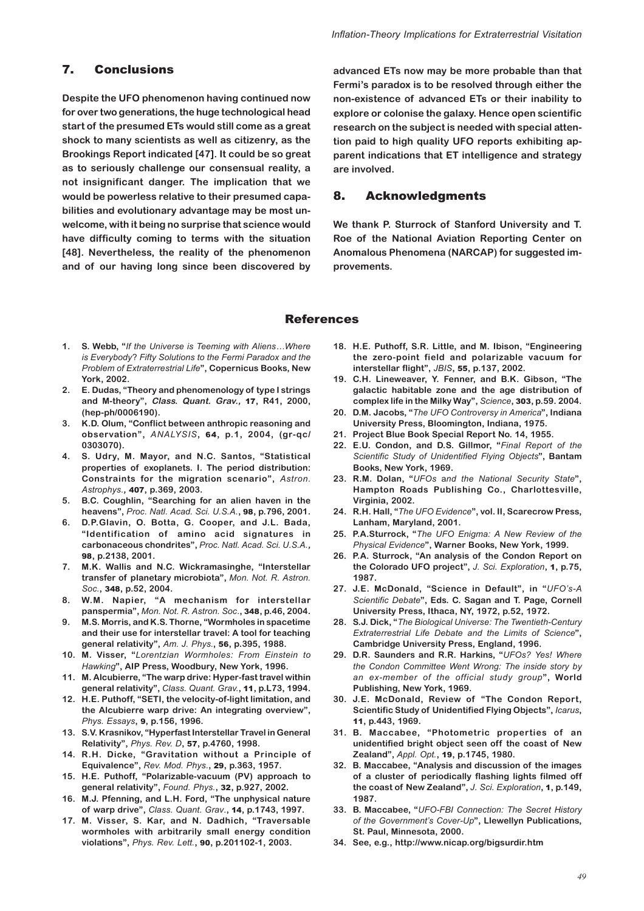## 7. Conclusions

Despite the UFO phenomenon having continued now for over two generations, the huge technological head start of the presumed ETs would still come as a great shock to many scientists as well as citizenry, as the Brookings Report indicated [47]. It could be so great as to seriously challenge our consensual reality, a not insignificant danger. The implication that we would be powerless relative to their presumed capabilities and evolutionary advantage may be most unwelcome, with it being no surprise that science would have difficulty coming to terms with the situation [48]. Nevertheless, the reality of the phenomenon and of our having long since been discovered by advanced ETs now may be more probable than that Fermi's paradox is to be resolved through either the non-existence of advanced ETs or their inability to explore or colonise the galaxy. Hence open scientific research on the subject is needed with special attention paid to high quality UFO reports exhibiting apparent indications that ET intelligence and strategy are involved.

## 8. Acknowledgments

We thank P. Sturrock of Stanford University and T. Roe of the National Aviation Reporting Center on Anomalous Phenomena (NARCAP) for suggested improvements.

## References

1. S. Webb, "*If the Universe is Teeming with Aliens…Where is Everybody? Fifty Solutions to the Fermi Paradox and the Problem of Extraterrestrial Life*", Copernicus Books, New York, 2002.
2. E. Dudas, "Theory and phenomenology of type I strings and M-theory", *Class. Quant. Grav.,* **17**, R41, 2000, (hep-ph/0006190).
3. K.D. Olum, "Conflict between anthropic reasoning and observation", *ANALYSIS*, **64**, p.1, 2004, (gr-qc/0303070).
4. S. Udry, M. Mayor, and N.C. Santos, "Statistical properties of exoplanets. I. The period distribution: Constraints for the migration scenario", *Astron. Astrophys.*, **407**, p.369, 2003.
5. B.C. Coughlin, "Searching for an alien haven in the heavens", *Proc. Natl. Acad. Sci. U.S.A.*, **98**, p.796, 2001.
6. D.P.Glavin, O. Botta, G. Cooper, and J.L. Bada, "Identification of amino acid signatures in carbonaceous chondrites", *Proc. Natl. Acad. Sci. U.S.A.,* **98**, p.2138, 2001.
7. M.K. Wallis and N.C. Wickramasinghe, "Interstellar transfer of planetary microbiota", *Mon. Not. R. Astron. Soc.*, **348**, p.52, 2004.
8. W.M. Napier, "A mechanism for interstellar panspermia", *Mon. Not. R. Astron. Soc.*, **348**, p.46, 2004.
9. M.S. Morris, and K.S. Thorne, "Wormholes in spacetime and their use for interstellar travel: A tool for teaching general relativity", *Am. J. Phys.*, **56**, p.395, 1988.
10. M. Visser, "*Lorentzian Wormholes: From Einstein to Hawking*", AIP Press, Woodbury, New York, 1996.
11. M. Alcubierre, "The warp drive: Hyper-fast travel within general relativity", *Class. Quant. Grav.*, **11**, p.L73, 1994.
12. H.E. Puthoff, "SETI, the velocity-of-light limitation, and the Alcubierre warp drive: An integrating overview", *Phys. Essays*, **9**, p.156, 1996.
13. S.V. Krasnikov, "Hyperfast Interstellar Travel in General Relativity", *Phys. Rev. D*, **57**, p.4760, 1998.
14. R.H. Dicke, "Gravitation without a Principle of Equivalence", *Rev. Mod. Phys.*, **29**, p.363, 1957.
15. H.E. Puthoff, "Polarizable-vacuum (PV) approach to general relativity", *Found. Phys.*, **32**, p.927, 2002.
16. M.J. Pfenning, and L.H. Ford, "The unphysical nature of warp drive", *Class. Quant. Grav.*, **14**, p.1743, 1997.
17. M. Visser, S. Kar, and N. Dadhich, "Traversable wormholes with arbitrarily small energy condition violations", *Phys. Rev. Lett.*, **90**, p.201102-1, 2003.
18. H.E. Puthoff, S.R. Little, and M. Ibison, "Engineering the zero-point field and polarizable vacuum for interstellar flight", *JBIS*, **55**, p.137, 2002.
19. C.H. Lineweaver, Y. Fenner, and B.K. Gibson, "The galactic habitable zone and the age distribution of complex life in the Milky Way", *Science*, **303**, p.59. 2004.
20. D.M. Jacobs, "*The UFO Controversy in America*", Indiana University Press, Bloomington, Indiana, 1975.
21. Project Blue Book Special Report No. 14, 1955.
22. E.U. Condon, and D.S. Gillmor, "*Final Report of the Scientific Study of Unidentified Flying Objects*", Bantam Books, New York, 1969.
23. R.M. Dolan, "*UFOs and the National Security State*", Hampton Roads Publishing Co., Charlottesville, Virginia, 2002.
24. R.H. Hall, "*The UFO Evidence*", vol. II, Scarecrow Press, Lanham, Maryland, 2001.
25. P.A.Sturrock, "*The UFO Enigma: A New Review of the Physical Evidence*", Warner Books, New York, 1999.
26. P.A. Sturrock, "An analysis of the Condon Report on the Colorado UFO project", *J. Sci. Exploration*, **1**, p.75, 1987.
27. J.E. McDonald, "Science in Default", in "*UFO's-A Scientific Debate*", Eds. C. Sagan and T. Page, Cornell University Press, Ithaca, NY, 1972, p.52, 1972.
28. S.J. Dick, "*The Biological Universe: The Twentieth-Century Extraterrestrial Life Debate and the Limits of Science*", Cambridge University Press, England, 1996.
29. D.R. Saunders and R.R. Harkins, "*UFOs? Yes! Where the Condon Committee Went Wrong: The inside story by an ex-member of the official study group*", World Publishing, New York, 1969.
30. J.E. McDonald, Review of "The Condon Report, Scientific Study of Unidentified Flying Objects", *Icarus*, **11**, p.443, 1969.
31. B. Maccabee, "Photometric properties of an unidentified bright object seen off the coast of New Zealand", *Appl. Opt.*, **19**, p.1745, 1980.
32. B. Maccabee, "Analysis and discussion of the images of a cluster of periodically flashing lights filmed off the coast of New Zealand", *J. Sci. Exploration*, **1**, p.149, 1987.
33. B. Maccabee, "*UFO-FBI Connection: The Secret History of the Government's Cover-Up*", Llewellyn Publications, St. Paul, Minnesota, 2000.
34. See, e.g., http://www.nicap.org/bigsurdir.htm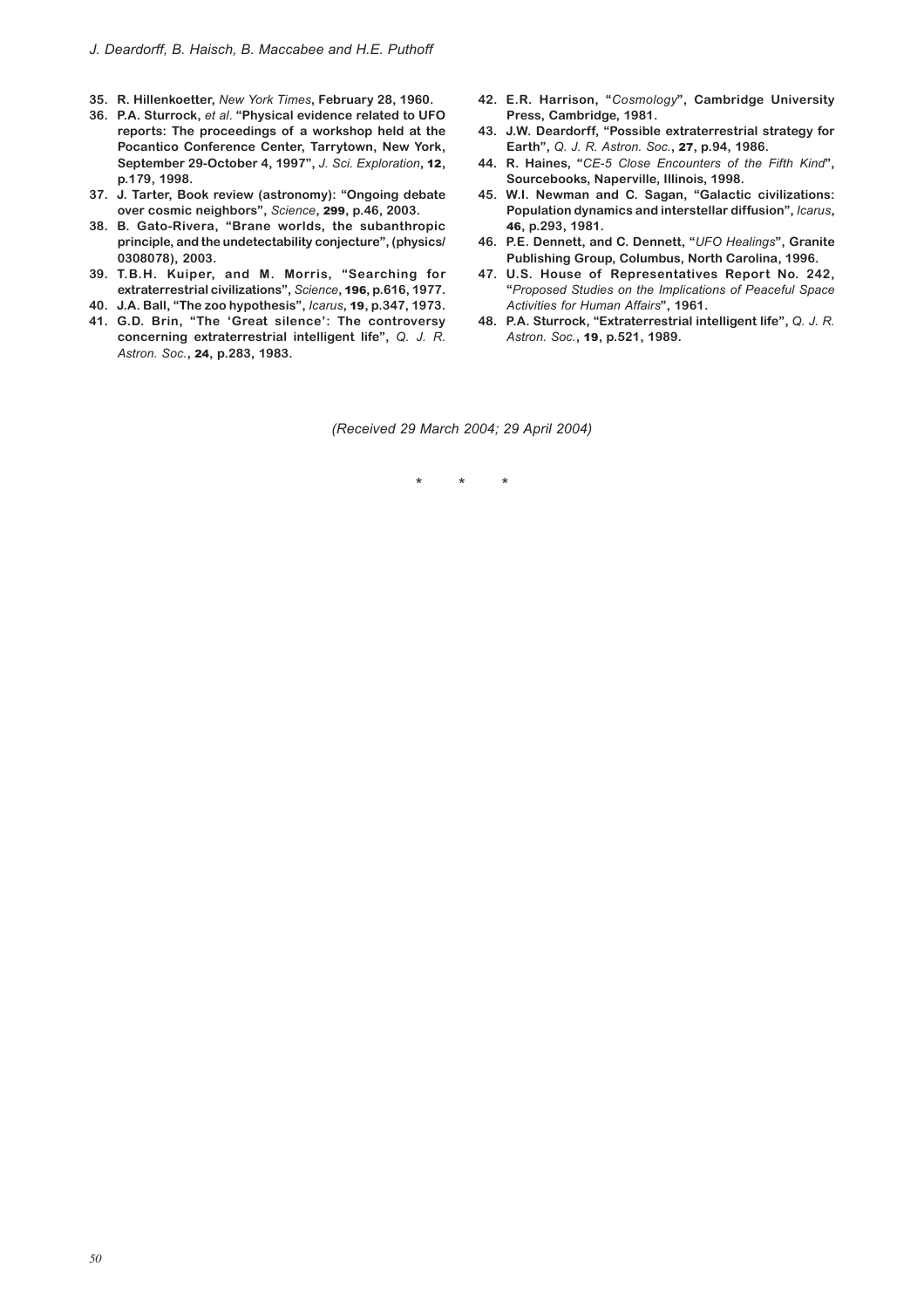35. **R. Hillenkoetter,** *New York Times***, February 28, 1960.**
36. **P.A. Sturrock,** *et al.* **"Physical evidence related to UFO reports: The proceedings of a workshop held at the Pocantico Conference Center, Tarrytown, New York, September 29-October 4, 1997",** *J. Sci. Exploration***, 12, p.179, 1998.**
37. **J. Tarter, Book review (astronomy): "Ongoing debate over cosmic neighbors",** *Science***, 299, p.46, 2003.**
38. **B. Gato-Rivera, "Brane worlds, the subanthropic principle, and the undetectability conjecture", (physics/0308078), 2003.**
39. **T.B.H. Kuiper, and M. Morris, "Searching for extraterrestrial civilizations",** *Science***, 196, p.616, 1977.**
40. **J.A. Ball, "The zoo hypothesis",** *Icarus***, 19, p.347, 1973.**
41. **G.D. Brin, "The 'Great silence': The controversy concerning extraterrestrial intelligent life",** *Q. J. R. Astron. Soc.***, 24, p.283, 1983.**
42. **E.R. Harrison, "***Cosmology***", Cambridge University Press, Cambridge, 1981.**
43. **J.W. Deardorff, "Possible extraterrestrial strategy for Earth",** *Q. J. R. Astron. Soc.***, 27, p.94, 1986.**
44. **R. Haines, "***CE-5 Close Encounters of the Fifth Kind***", Sourcebooks, Naperville, Illinois, 1998.**
45. **W.I. Newman and C. Sagan, "Galactic civilizations: Population dynamics and interstellar diffusion",** *Icarus***, 46, p.293, 1981.**
46. **P.E. Dennett, and C. Dennett, "***UFO Healings***", Granite Publishing Group, Columbus, North Carolina, 1996.**
47. **U.S. House of Representatives Report No. 242, "***Proposed Studies on the Implications of Peaceful Space Activities for Human Affairs***", 1961.**
48. **P.A. Sturrock, "Extraterrestrial intelligent life",** *Q. J. R. Astron. Soc.***, 19, p.521, 1989.**

*(Received 29 March 2004; 29 April 2004)*

\* \* \*